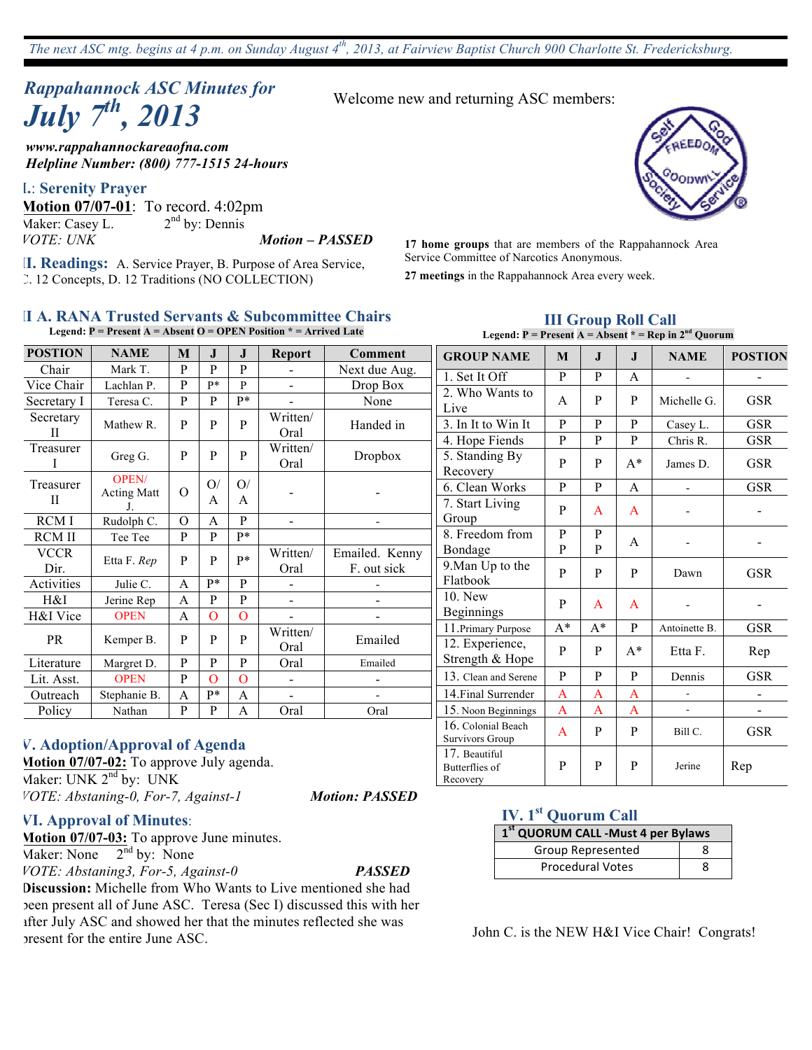*The next ASC mtg. begins at 4 p.m. on Sunday August 4th, 2013, at Fairview Baptist Church 900 Charlotte St. Fredericksburg.*

# *Rappahannock ASC Minutes for July 7th, 2013*

***www.rappahannockareaofna.com***
***Helpline Number: (800) 777-1515 24-hours***

Welcome new and returning ASC members:

**17 home groups** that are members of the Rappahannock Area Service Committee of Narcotics Anonymous.

**27 meetings** in the Rappahannock Area every week.

## I.: Serenity Prayer

**Motion 07/07-01**: To record. 4:02pm
Maker: Casey L. 2nd by: Dennis
*VOTE: UNK* ***Motion – PASSED***

## II. Readings:

A. Service Prayer, B. Purpose of Area Service, C. 12 Concepts, D. 12 Traditions (NO COLLECTION)

## II A. RANA Trusted Servants & Subcommittee Chairs

**Legend: P = Present A = Absent O = OPEN Position * = Arrived Late**

| POSTION | NAME | M | J | J | Report | Comment |
|---|---|---|---|---|---|---|
| Chair | Mark T. | P | P | P | - | Next due Aug. |
| Vice Chair | Lachlan P. | P | P* | P | - | Drop Box |
| Secretary I | Teresa C. | P | P | P* | - | None |
| Secretary II | Mathew R. | P | P | P | Written/ Oral | Handed in |
| Treasurer I | Greg G. | P | P | P | Written/ Oral | Dropbox |
| Treasurer II | OPEN/ Acting Matt J. | O | O/ A | O/ A | - | - |
| RCM I | Rudolph C. | O | A | P | - | - |
| RCM II | Tee Tee | P | P | P* | | |
| VCCR Dir. | Etta F. *Rep* | P | P | P* | Written/ Oral | Emailed. Kenny F. out sick |
| Activities | Julie C. | A | P* | P | - | - |
| H&I | Jerine Rep | A | P | P | - | - |
| H&I Vice | OPEN | A | O | O | - | - |
| PR | Kemper B. | P | P | P | Written/ Oral | Emailed |
| Literature | Margret D. | P | P | P | Oral | Emailed |
| Lit. Asst. | OPEN | P | O | O | - | - |
| Outreach | Stephanie B. | A | P* | A | - | - |
| Policy | Nathan | P | P | A | Oral | Oral |

## III Group Roll Call

**Legend: P = Present A = Absent * = Rep in 2nd Quorum**

| GROUP NAME | M | J | J | NAME | POSTION |
|---|---|---|---|---|---|
| 1. Set It Off | P | P | A | - | - |
| 2. Who Wants to Live | A | P | P | Michelle G. | GSR |
| 3. In It to Win It | P | P | P | Casey L. | GSR |
| 4. Hope Fiends | P | P | P | Chris R. | GSR |
| 5. Standing By Recovery | P | P | A* | James D. | GSR |
| 6. Clean Works | P | P | A | - | GSR |
| 7. Start Living Group | P | A | A | - | - |
| 8. Freedom from Bondage | P P | P P | A | - | - |
| 9.Man Up to the Flatbook | P | P | P | Dawn | GSR |
| 10. New Beginnings | P | A | A | - | - |
| 11.Primary Purpose | A* | A* | P | Antoinette B. | GSR |
| 12. Experience, Strength & Hope | P | P | A* | Etta F. | Rep |
| 13. Clean and Serene | P | P | P | Dennis | GSR |
| 14.Final Surrender | A | A | A | - | - |
| 15. Noon Beginnings | A | A | A | - | - |
| 16. Colonial Beach Survivors Group | A | P | P | Bill C. | GSR |
| 17. Beautiful Butterflies of Recovery | P | P | P | Jerine | Rep |

## IV. 1st Quorum Call

| 1st QUORUM CALL -Must 4 per Bylaws | |
|---|---|
| Group Represented | 8 |
| Procedural Votes | 8 |

John C. is the NEW H&I Vice Chair! Congrats!

## V. Adoption/Approval of Agenda

**Motion 07/07-02:** To approve July agenda.
Maker: UNK 2nd by: UNK
*VOTE: Abstaning-0, For-7, Against-1* ***Motion: PASSED***

## VI. Approval of Minutes:

**Motion 07/07-03:** To approve June minutes.
Maker: None 2nd by: None
*VOTE: Abstaning3, For-5, Against-0* ***PASSED***

**Discussion:** Michelle from Who Wants to Live mentioned she had been present all of June ASC. Teresa (Sec I) discussed this with her after July ASC and showed her that the minutes reflected she was present for the entire June ASC.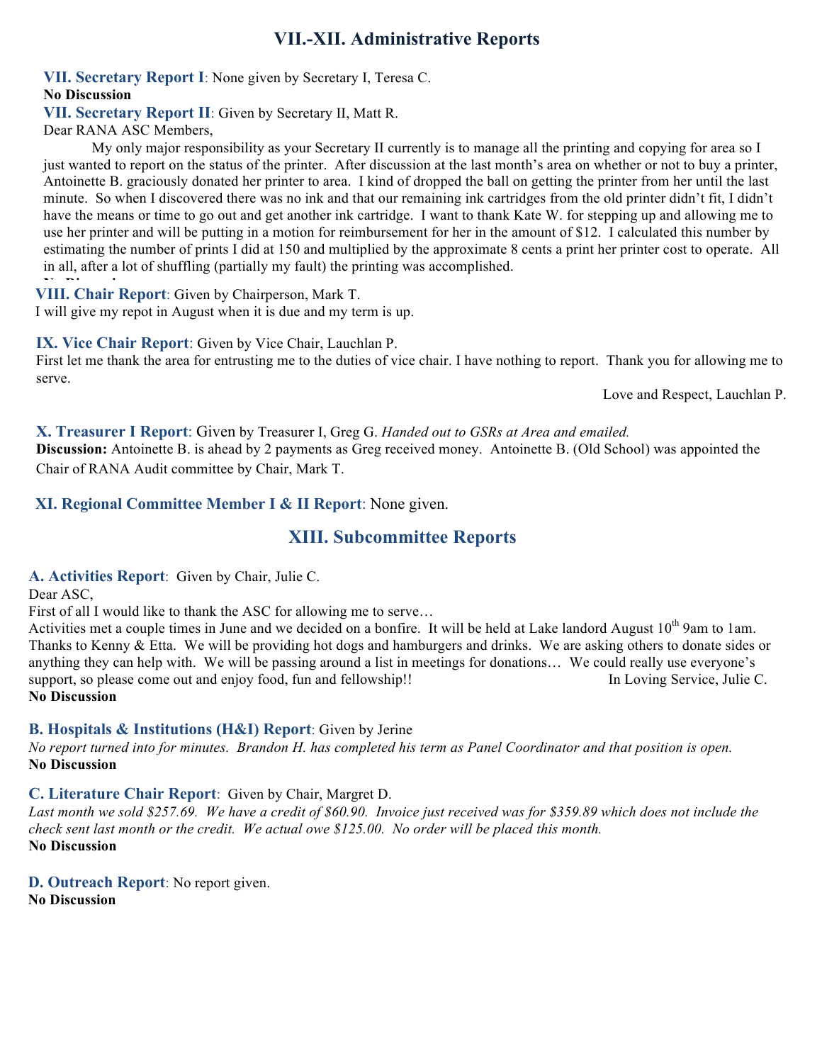# VII.-XII. Administrative Reports

**VII. Secretary Report I**: None given by Secretary I, Teresa C.

**No Discussion**

**VII. Secretary Report II**: Given by Secretary II, Matt R.

Dear RANA ASC Members,

My only major responsibility as your Secretary II currently is to manage all the printing and copying for area so I just wanted to report on the status of the printer. After discussion at the last month's area on whether or not to buy a printer, Antoinette B. graciously donated her printer to area. I kind of dropped the ball on getting the printer from her until the last minute. So when I discovered there was no ink and that our remaining ink cartridges from the old printer didn't fit, I didn't have the means or time to go out and get another ink cartridge. I want to thank Kate W. for stepping up and allowing me to use her printer and will be putting in a motion for reimbursement for her in the amount of $12. I calculated this number by estimating the number of prints I did at 150 and multiplied by the approximate 8 cents a print her printer cost to operate. All in all, after a lot of shuffling (partially my fault) the printing was accomplished.

**No Discussion**

**VIII. Chair Report**: Given by Chairperson, Mark T.

I will give my repot in August when it is due and my term is up.

**IX. Vice Chair Report**: Given by Vice Chair, Lauchlan P.

First let me thank the area for entrusting me to the duties of vice chair. I have nothing to report. Thank you for allowing me to serve.

Love and Respect, Lauchlan P.

**X. Treasurer I Report**: Given by Treasurer I, Greg G. *Handed out to GSRs at Area and emailed.*

**Discussion:** Antoinette B. is ahead by 2 payments as Greg received money. Antoinette B. (Old School) was appointed the Chair of RANA Audit committee by Chair, Mark T.

**XI. Regional Committee Member I & II Report**: None given.

# XIII. Subcommittee Reports

**A. Activities Report**: Given by Chair, Julie C.

Dear ASC,

First of all I would like to thank the ASC for allowing me to serve…

Activities met a couple times in June and we decided on a bonfire. It will be held at Lake landord August 10th 9am to 1am. Thanks to Kenny & Etta. We will be providing hot dogs and hamburgers and drinks. We are asking others to donate sides or anything they can help with. We will be passing around a list in meetings for donations… We could really use everyone's support, so please come out and enjoy food, fun and fellowship!!

In Loving Service, Julie C.

**No Discussion**

**B. Hospitals & Institutions (H&I) Report**: Given by Jerine

*No report turned into for minutes. Brandon H. has completed his term as Panel Coordinator and that position is open.*

**No Discussion**

**C. Literature Chair Report**: Given by Chair, Margret D.

*Last month we sold $257.69. We have a credit of $60.90. Invoice just received was for $359.89 which does not include the check sent last month or the credit. We actual owe $125.00. No order will be placed this month.*

**No Discussion**

**D. Outreach Report**: No report given.

**No Discussion**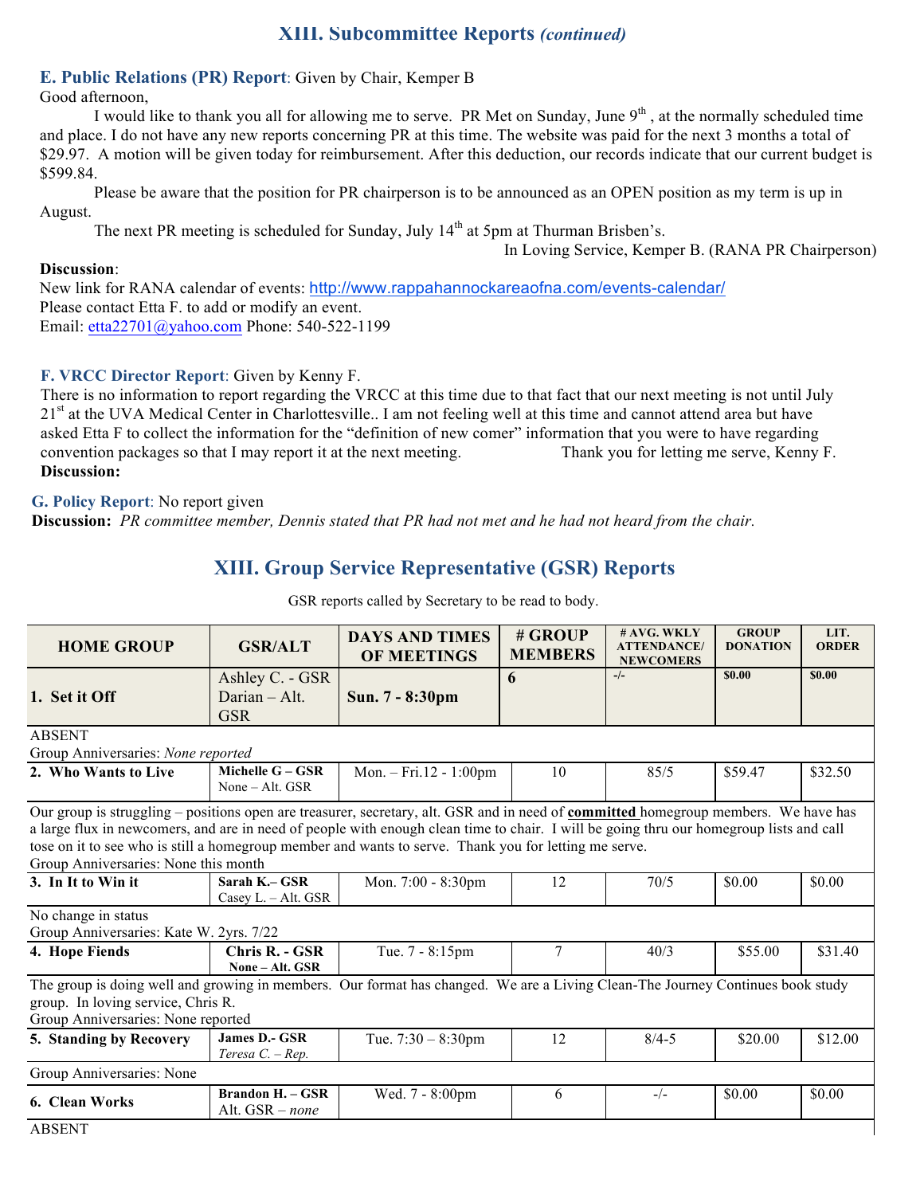# XIII. Subcommittee Reports *(continued)*

**E. Public Relations (PR) Report**: Given by Chair, Kemper B

Good afternoon,

I would like to thank you all for allowing me to serve. PR Met on Sunday, June 9th , at the normally scheduled time and place. I do not have any new reports concerning PR at this time. The website was paid for the next 3 months a total of $29.97. A motion will be given today for reimbursement. After this deduction, our records indicate that our current budget is $599.84.

Please be aware that the position for PR chairperson is to be announced as an OPEN position as my term is up in August.

The next PR meeting is scheduled for Sunday, July 14th at 5pm at Thurman Brisben's.

In Loving Service, Kemper B. (RANA PR Chairperson)

**Discussion**:

New link for RANA calendar of events: http://www.rappahannockareaofna.com/events-calendar/

Please contact Etta F. to add or modify an event.

Email: etta22701@yahoo.com Phone: 540-522-1199

**F. VRCC Director Report**: Given by Kenny F.

There is no information to report regarding the VRCC at this time due to that fact that our next meeting is not until July 21st at the UVA Medical Center in Charlottesville.. I am not feeling well at this time and cannot attend area but have asked Etta F to collect the information for the "definition of new comer" information that you were to have regarding convention packages so that I may report it at the next meeting. Thank you for letting me serve, Kenny F.

**Discussion:**

**G. Policy Report**: No report given

**Discussion:** *PR committee member, Dennis stated that PR had not met and he had not heard from the chair.*

## XIII. Group Service Representative (GSR) Reports

GSR reports called by Secretary to be read to body.

| HOME GROUP | GSR/ALT | DAYS AND TIMES OF MEETINGS | # GROUP MEMBERS | # AVG. WKLY ATTENDANCE/ NEWCOMERS | GROUP DONATION | LIT. ORDER |
|---|---|---|---|---|---|---|
| **1. Set it Off** | Ashley C. - GSR Darian – Alt. GSR | **Sun. 7 - 8:30pm** | **6** | -/- | $0.00 | $0.00 |
| ABSENT<br>Group Anniversaries: *None reported* | | | | | | |
| **2. Who Wants to Live** | **Michelle G – GSR** None – Alt. GSR | Mon. – Fri.12 - 1:00pm | 10 | 85/5 | $59.47 | $32.50 |
| Our group is struggling – positions open are treasurer, secretary, alt. GSR and in need of **committed** homegroup members. We have has a large flux in newcomers, and are in need of people with enough clean time to chair. I will be going thru our homegroup lists and call tose on it to see who is still a homegroup member and wants to serve. Thank you for letting me serve.<br>Group Anniversaries: None this month | | | | | | |
| **3. In It to Win it** | **Sarah K.– GSR** Casey L. – Alt. GSR | Mon. 7:00 - 8:30pm | 12 | 70/5 | $0.00 | $0.00 |
| No change in status<br>Group Anniversaries: Kate W. 2yrs. 7/22 | | | | | | |
| **4. Hope Fiends** | **Chris R. - GSR** **None – Alt. GSR** | Tue. 7 - 8:15pm | 7 | 40/3 | $55.00 | $31.40 |
| The group is doing well and growing in members. Our format has changed. We are a Living Clean-The Journey Continues book study group. In loving service, Chris R.<br>Group Anniversaries: None reported | | | | | | |
| **5. Standing by Recovery** | **James D.- GSR** *Teresa C. – Rep.* | Tue. 7:30 – 8:30pm | 12 | 8/4-5 | $20.00 | $12.00 |
| Group Anniversaries: None | | | | | | |
| **6. Clean Works** | **Brandon H. – GSR** Alt. GSR – *none* | Wed. 7 - 8:00pm | 6 | -/- | $0.00 | $0.00 |
| ABSENT | | | | | | |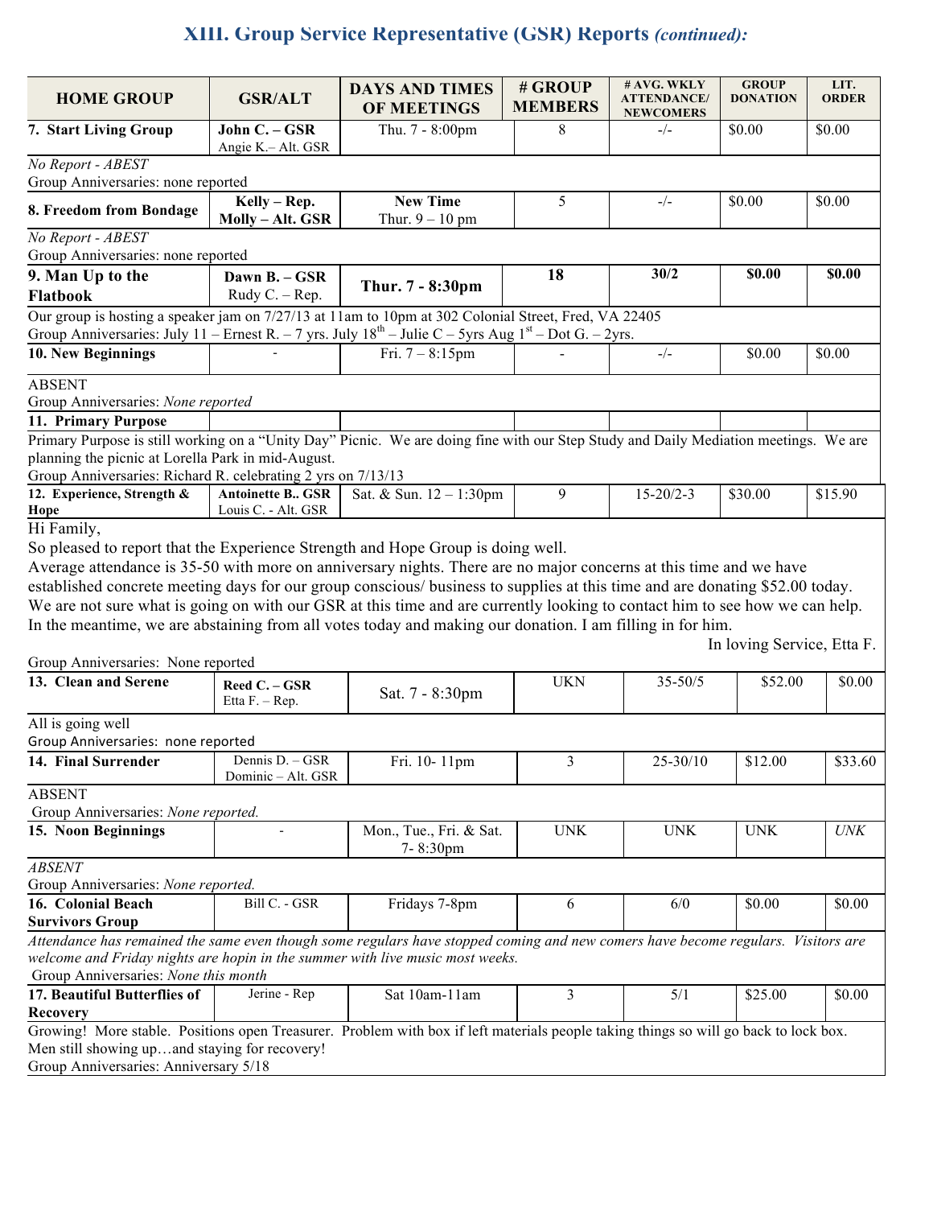## XIII. Group Service Representative (GSR) Reports *(continued):*

| HOME GROUP | GSR/ALT | DAYS AND TIMES OF MEETINGS | # GROUP MEMBERS | # AVG. WKLY ATTENDANCE/ NEWCOMERS | GROUP DONATION | LIT. ORDER |
|---|---|---|---|---|---|---|
| **7. Start Living Group** | **John C. – GSR** Angie K.– Alt. GSR | Thu. 7 - 8:00pm | 8 | -/- | $0.00 | $0.00 |
| *No Report - ABEST* Group Anniversaries: none reported | | | | | | |
| **8. Freedom from Bondage** | **Kelly – Rep. Molly – Alt. GSR** | **New Time** Thur. 9 – 10 pm | 5 | -/- | $0.00 | $0.00 |
| *No Report - ABEST* Group Anniversaries: none reported | | | | | | |
| **9. Man Up to the Flatbook** | **Dawn B. – GSR** Rudy C. – Rep. | **Thur. 7 - 8:30pm** | **18** | **30/2** | **$0.00** | **$0.00** |
| Our group is hosting a speaker jam on 7/27/13 at 11am to 10pm at 302 Colonial Street, Fred, VA 22405 Group Anniversaries: July 11 – Ernest R. – 7 yrs. July 18th – Julie C – 5yrs Aug 1st – Dot G. – 2yrs. | | | | | | |
| **10. New Beginnings** | - | Fri. 7 – 8:15pm | - | -/- | $0.00 | $0.00 |
| ABSENT Group Anniversaries: *None reported* | | | | | | |
| **11. Primary Purpose** | | | | | | |
| Primary Purpose is still working on a "Unity Day" Picnic. We are doing fine with our Step Study and Daily Mediation meetings. We are planning the picnic at Lorella Park in mid-August. Group Anniversaries: Richard R. celebrating 2 yrs on 7/13/13 | | | | | | |
| **12. Experience, Strength & Hope** | **Antoinette B.. GSR** Louis C. - Alt. GSR | Sat. & Sun. 12 – 1:30pm | 9 | 15-20/2-3 | $30.00 | $15.90 |
| Hi Family, So pleased to report that the Experience Strength and Hope Group is doing well. Average attendance is 35-50 with more on anniversary nights. There are no major concerns at this time and we have established concrete meeting days for our group conscious/ business to supplies at this time and are donating $52.00 today. We are not sure what is going on with our GSR at this time and are currently looking to contact him to see how we can help. In the meantime, we are abstaining from all votes today and making our donation. I am filling in for him. In loving Service, Etta F. Group Anniversaries: None reported | | | | | | |
| **13. Clean and Serene** | **Reed C. – GSR** Etta F. – Rep. | Sat. 7 - 8:30pm | UKN | 35-50/5 | $52.00 | $0.00 |
| All is going well Group Anniversaries: none reported | | | | | | |
| **14. Final Surrender** | Dennis D. – GSR Dominic – Alt. GSR | Fri. 10- 11pm | 3 | 25-30/10 | $12.00 | $33.60 |
| ABSENT Group Anniversaries: *None reported.* | | | | | | |
| **15. Noon Beginnings** | - | Mon., Tue., Fri. & Sat. 7- 8:30pm | UNK | UNK | UNK | *UNK* |
| *ABSENT* Group Anniversaries: *None reported.* | | | | | | |
| **16. Colonial Beach Survivors Group** | Bill C. - GSR | Fridays 7-8pm | 6 | 6/0 | $0.00 | $0.00 |
| *Attendance has remained the same even though some regulars have stopped coming and new comers have become regulars. Visitors are welcome and Friday nights are hopin in the summer with live music most weeks.* Group Anniversaries: *None this month* | | | | | | |
| **17. Beautiful Butterflies of Recovery** | Jerine - Rep | Sat 10am-11am | 3 | 5/1 | $25.00 | $0.00 |
| Growing! More stable. Positions open Treasurer. Problem with box if left materials people taking things so will go back to lock box. Men still showing up…and staying for recovery! Group Anniversaries: Anniversary 5/18 | | | | | | |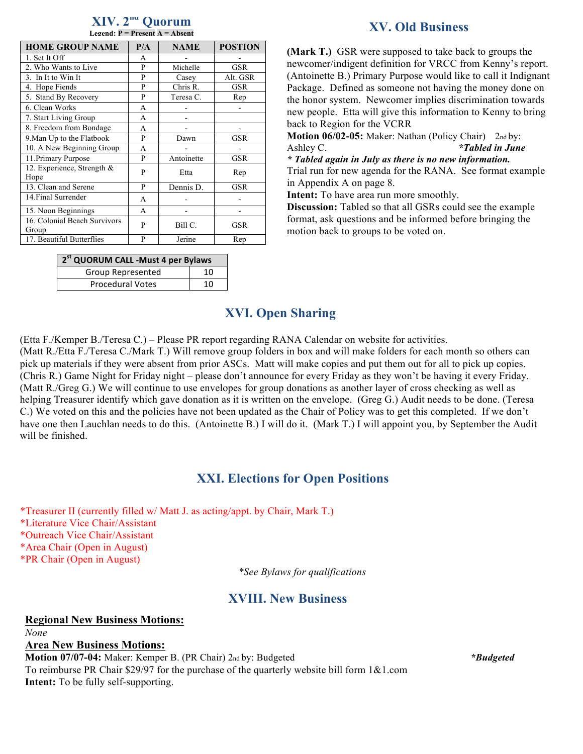## XIV. 2nd Quorum

**Legend: P = Present A = Absent**

| HOME GROUP NAME | P/A | NAME | POSTION |
|---|---|---|---|
| 1. Set It Off | A | - | - |
| 2. Who Wants to Live | P | Michelle | GSR |
| 3. In It to Win It | P | Casey | Alt. GSR |
| 4. Hope Fiends | P | Chris R. | GSR |
| 5. Stand By Recovery | P | Teresa C. | Rep |
| 6. Clean Works | A | - | - |
| 7. Start Living Group | A | - | |
| 8. Freedom from Bondage | A | - | - |
| 9.Man Up to the Flatbook | P | Dawn | GSR |
| 10. A New Beginning Group | A | - | - |
| 11.Primary Purpose | P | Antoinette | GSR |
| 12. Experience, Strength & Hope | P | Etta | Rep |
| 13. Clean and Serene | P | Dennis D. | GSR |
| 14.Final Surrender | A | - | - |
| 15. Noon Beginnings | A | - | - |
| 16. Colonial Beach Survivors Group | P | Bill C. | GSR |
| 17. Beautiful Butterflies | P | Jerine | Rep |

| 2st QUORUM CALL -Must 4 per Bylaws | |
|---|---|
| Group Represented | 10 |
| Procedural Votes | 10 |

## XV. Old Business

**(Mark T.)** GSR were supposed to take back to groups the newcomer/indigent definition for VRCC from Kenny's report. (Antoinette B.) Primary Purpose would like to call it Indignant Package. Defined as someone not having the money done on the honor system. Newcomer implies discrimination towards new people. Etta will give this information to Kenny to bring back to Region for the VCRR

**Motion 06/02-05:** Maker: Nathan (Policy Chair) 2nd by: Ashley C. ***Tabled in June***

***\* Tabled again in July as there is no new information.***

Trial run for new agenda for the RANA. See format example in Appendix A on page 8.

**Intent:** To have area run more smoothly.

**Discussion:** Tabled so that all GSRs could see the example format, ask questions and be informed before bringing the motion back to groups to be voted on.

## XVI. Open Sharing

(Etta F./Kemper B./Teresa C.) – Please PR report regarding RANA Calendar on website for activities.
(Matt R./Etta F./Teresa C./Mark T.) Will remove group folders in box and will make folders for each month so others can pick up materials if they were absent from prior ASCs. Matt will make copies and put them out for all to pick up copies.
(Chris R.) Game Night for Friday night – please don't announce for every Friday as they won't be having it every Friday.
(Matt R./Greg G.) We will continue to use envelopes for group donations as another layer of cross checking as well as helping Treasurer identify which gave donation as it is written on the envelope. (Greg G.) Audit needs to be done. (Teresa C.) We voted on this and the policies have not been updated as the Chair of Policy was to get this completed. If we don't have one then Lauchlan needs to do this. (Antoinette B.) I will do it. (Mark T.) I will appoint you, by September the Audit will be finished.

## XXI. Elections for Open Positions

*Treasurer II (currently filled w/ Matt J. as acting/appt. by Chair, Mark T.)
*Literature Vice Chair/Assistant
*Outreach Vice Chair/Assistant
*Area Chair (Open in August)
*PR Chair (Open in August)

*\*See Bylaws for qualifications*

## XVIII. New Business

**Regional New Business Motions:**

*None*

**Area New Business Motions:**

**Motion 07/07-04:** Maker: Kemper B. (PR Chair) 2nd by: Budgeted ***\*Budgeted***
To reimburse PR Chair $29/97 for the purchase of the quarterly website bill form 1&1.com
**Intent:** To be fully self-supporting.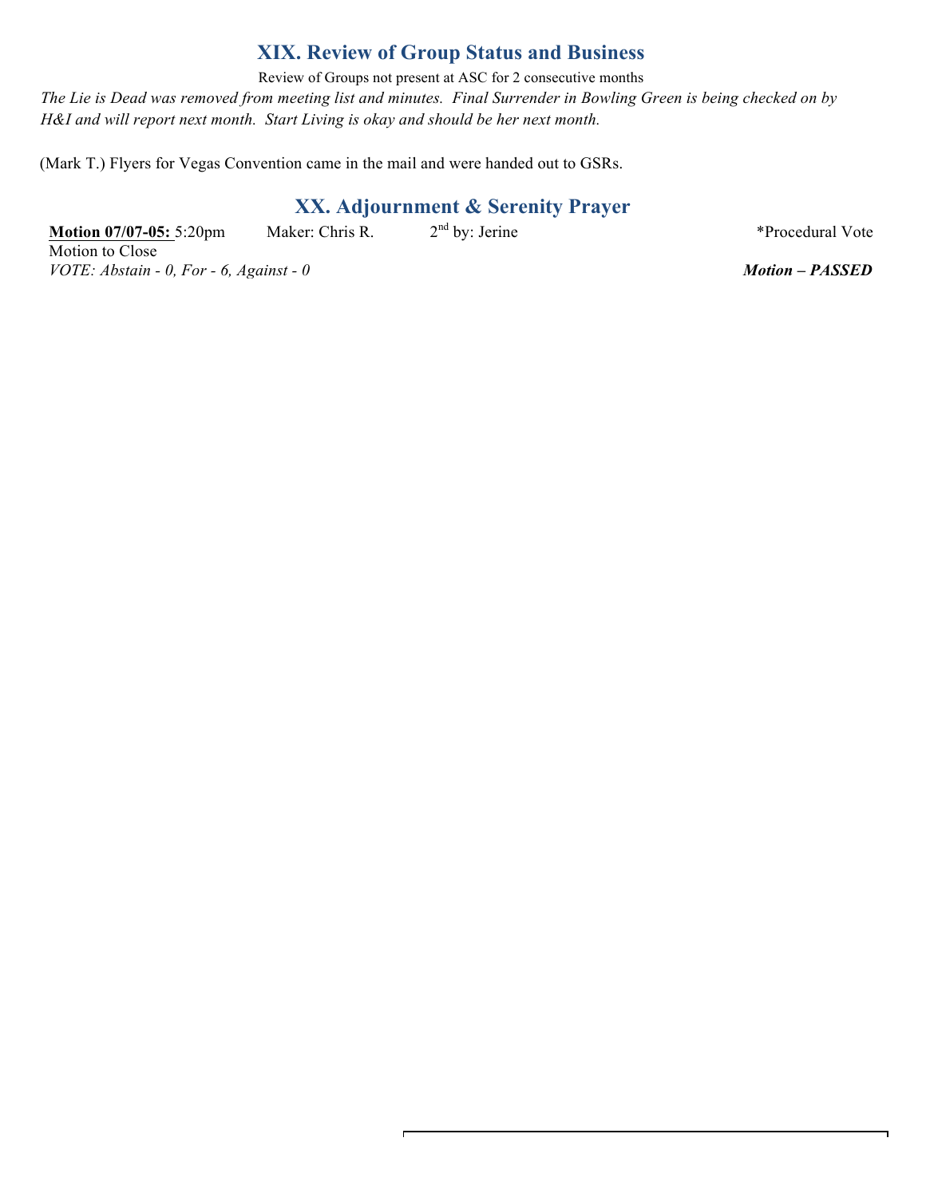## XIX. Review of Group Status and Business

Review of Groups not present at ASC for 2 consecutive months

*The Lie is Dead was removed from meeting list and minutes.  Final Surrender in Bowling Green is being checked on by H&I and will report next month.  Start Living is okay and should be her next month.*

(Mark T.) Flyers for Vegas Convention came in the mail and were handed out to GSRs.

## XX. Adjournment & Serenity Prayer

**Motion 07/07-05:** 5:20pm    Maker: Chris R.    2nd by: Jerine    *Procedural Vote

Motion to Close

*VOTE: Abstain - 0, For - 6, Against - 0*    ***Motion – PASSED***